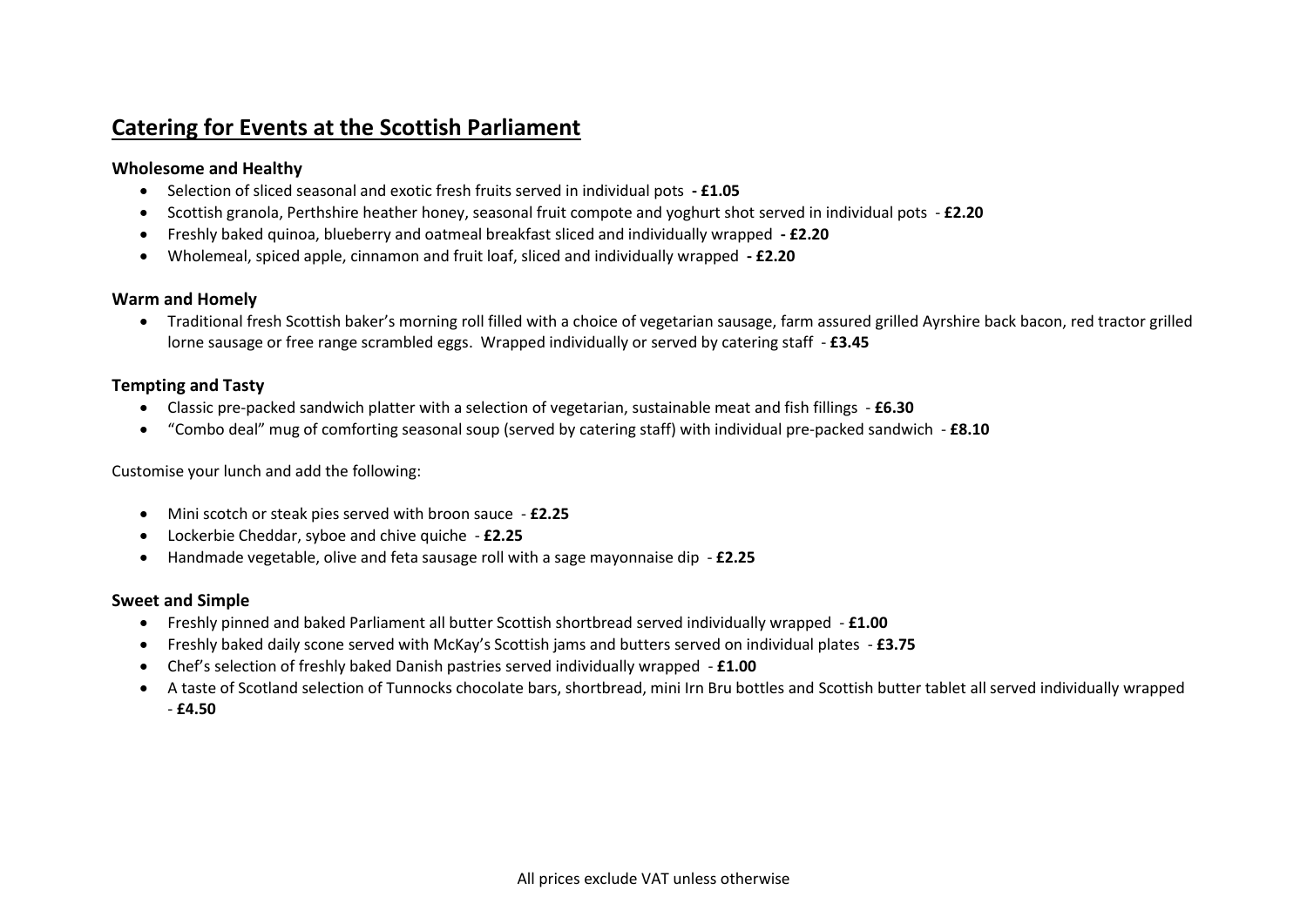# Catering for Events at the Scottish Parliament

### Wholesome and Healthy

- Selection of sliced seasonal and exotic fresh fruits served in individual pots **- £1.05**
- Scottish granola, Perthshire heather honey, seasonal fruit compote and yoghurt shot served in individual pots - **£2.20**
- Freshly baked quinoa, blueberry and oatmeal breakfast sliced and individually wrapped **- £2.20**
- Wholemeal, spiced apple, cinnamon and fruit loaf, sliced and individually wrapped **- £2.20**

### Warm and Homely

- Traditional fresh Scottish baker's morning roll filled with a choice of vegetarian sausage, farm assured grilled Ayrshire back bacon, red tractor grilled lorne sausage or free range scrambled eggs. Wrapped individually or served by catering staff - **£3.45**

### Tempting and Tasty

- Classic pre-packed sandwich platter with a selection of vegetarian, sustainable meat and fish fillings - **£6.30**
- "Combo deal" mug of comforting seasonal soup (served by catering staff) with individual pre-packed sandwich - **£8.10**

Customise your lunch and add the following:

- Mini scotch or steak pies served with broon sauce - **£2.25**
- Lockerbie Cheddar, syboe and chive quiche - **£2.25**
- Handmade vegetable, olive and feta sausage roll with a sage mayonnaise dip - **£2.25**

### Sweet and Simple

- Freshly pinned and baked Parliament all butter Scottish shortbread served individually wrapped - **£1.00**
- Freshly baked daily scone served with McKay's Scottish jams and butters served on individual plates - **£3.75**
- Chef's selection of freshly baked Danish pastries served individually wrapped - **£1.00**
- A taste of Scotland selection of Tunnocks chocolate bars, shortbread, mini Irn Bru bottles and Scottish butter tablet all served individually wrapped - **£4.50**

All prices exclude VAT unless otherwise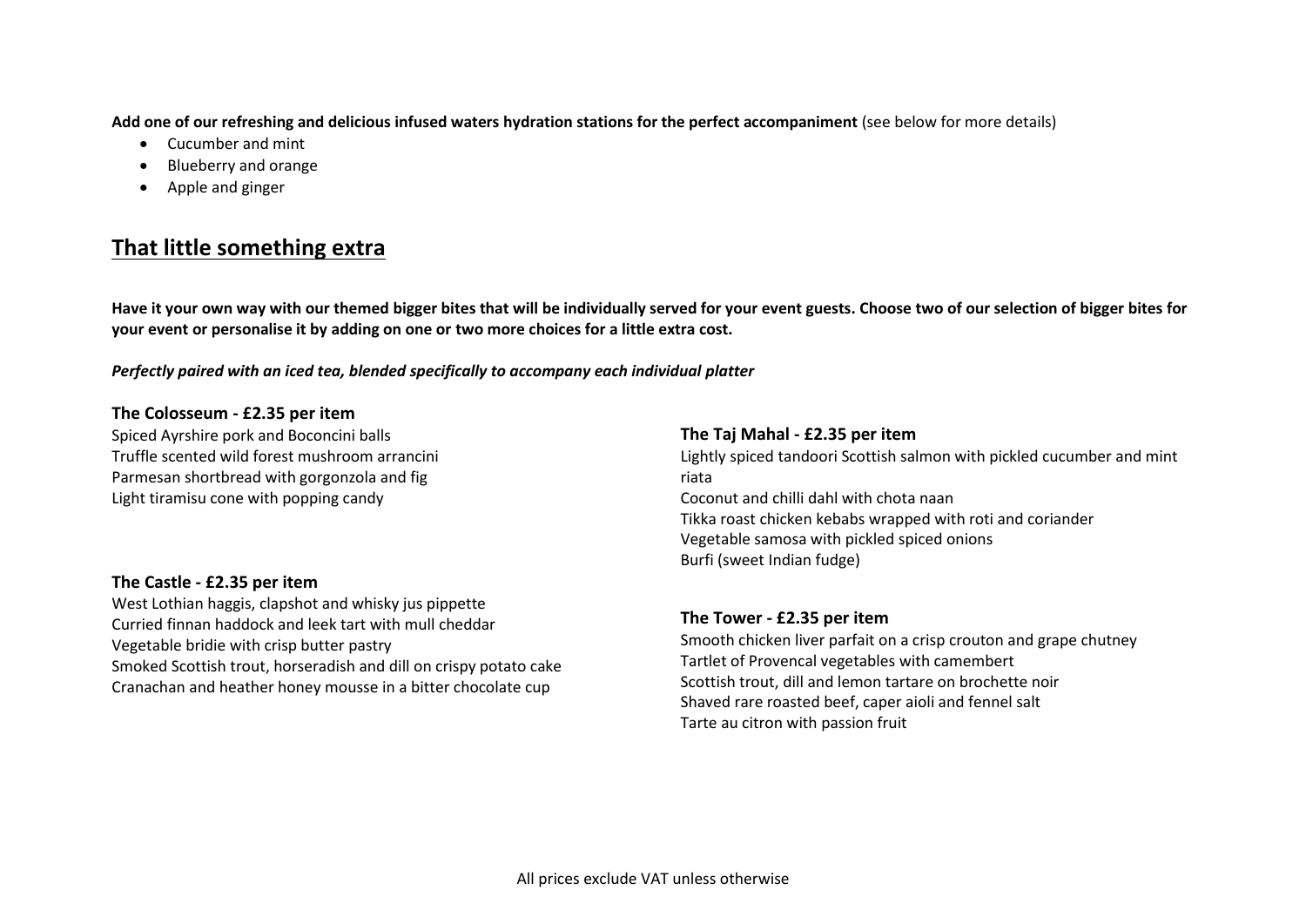**Add one of our refreshing and delicious infused waters hydration stations for the perfect accompaniment** (see below for more details)

- Cucumber and mint
- Blueberry and orange
- Apple and ginger

## That little something extra

**Have it your own way with our themed bigger bites that will be individually served for your event guests. Choose two of our selection of bigger bites for your event or personalise it by adding on one or two more choices for a little extra cost.**

***Perfectly paired with an iced tea, blended specifically to accompany each individual platter***

### The Colosseum - £2.35 per item

Spiced Ayrshire pork and Boconcini balls
Truffle scented wild forest mushroom arrancini
Parmesan shortbread with gorgonzola and fig
Light tiramisu cone with popping candy

### The Castle - £2.35 per item

West Lothian haggis, clapshot and whisky jus pippette
Curried finnan haddock and leek tart with mull cheddar
Vegetable bridie with crisp butter pastry
Smoked Scottish trout, horseradish and dill on crispy potato cake
Cranachan and heather honey mousse in a bitter chocolate cup

### The Taj Mahal - £2.35 per item

Lightly spiced tandoori Scottish salmon with pickled cucumber and mint riata
Coconut and chilli dahl with chota naan
Tikka roast chicken kebabs wrapped with roti and coriander
Vegetable samosa with pickled spiced onions
Burfi (sweet Indian fudge)

### The Tower - £2.35 per item

Smooth chicken liver parfait on a crisp crouton and grape chutney
Tartlet of Provencal vegetables with camembert
Scottish trout, dill and lemon tartare on brochette noir
Shaved rare roasted beef, caper aioli and fennel salt
Tarte au citron with passion fruit

All prices exclude VAT unless otherwise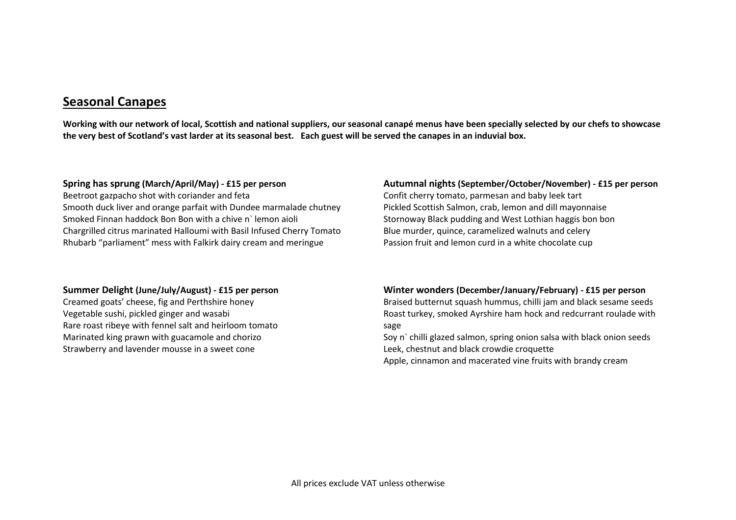## Seasonal Canapes

**Working with our network of local, Scottish and national suppliers, our seasonal canapé menus have been specially selected by our chefs to showcase the very best of Scotland's vast larder at its seasonal best. Each guest will be served the canapes in an induvial box.**

**Spring has sprung (March/April/May) - £15 per person**

Beetroot gazpacho shot with coriander and feta
Smooth duck liver and orange parfait with Dundee marmalade chutney
Smoked Finnan haddock Bon Bon with a chive n` lemon aioli
Chargrilled citrus marinated Halloumi with Basil Infused Cherry Tomato
Rhubarb "parliament" mess with Falkirk dairy cream and meringue

**Summer Delight (June/July/August) - £15 per person**

Creamed goats' cheese, fig and Perthshire honey
Vegetable sushi, pickled ginger and wasabi
Rare roast ribeye with fennel salt and heirloom tomato
Marinated king prawn with guacamole and chorizo
Strawberry and lavender mousse in a sweet cone

**Autumnal nights (September/October/November) - £15 per person**

Confit cherry tomato, parmesan and baby leek tart
Pickled Scottish Salmon, crab, lemon and dill mayonnaise
Stornoway Black pudding and West Lothian haggis bon bon
Blue murder, quince, caramelized walnuts and celery
Passion fruit and lemon curd in a white chocolate cup

**Winter wonders (December/January/February) - £15 per person**

Braised butternut squash hummus, chilli jam and black sesame seeds
Roast turkey, smoked Ayrshire ham hock and redcurrant roulade with sage
Soy n` chilli glazed salmon, spring onion salsa with black onion seeds
Leek, chestnut and black crowdie croquette
Apple, cinnamon and macerated vine fruits with brandy cream

All prices exclude VAT unless otherwise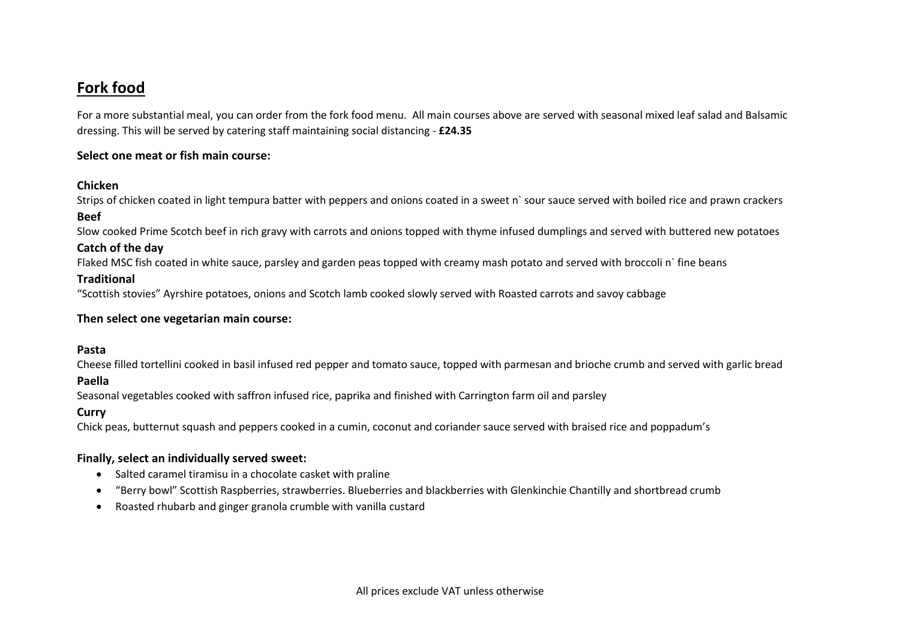# Fork food

For a more substantial meal, you can order from the fork food menu. All main courses above are served with seasonal mixed leaf salad and Balsamic dressing. This will be served by catering staff maintaining social distancing - **£24.35**

### Select one meat or fish main course:

**Chicken**
Strips of chicken coated in light tempura batter with peppers and onions coated in a sweet n` sour sauce served with boiled rice and prawn crackers

**Beef**
Slow cooked Prime Scotch beef in rich gravy with carrots and onions topped with thyme infused dumplings and served with buttered new potatoes

**Catch of the day**
Flaked MSC fish coated in white sauce, parsley and garden peas topped with creamy mash potato and served with broccoli n` fine beans

**Traditional**
"Scottish stovies" Ayrshire potatoes, onions and Scotch lamb cooked slowly served with Roasted carrots and savoy cabbage

### Then select one vegetarian main course:

**Pasta**
Cheese filled tortellini cooked in basil infused red pepper and tomato sauce, topped with parmesan and brioche crumb and served with garlic bread

**Paella**
Seasonal vegetables cooked with saffron infused rice, paprika and finished with Carrington farm oil and parsley

**Curry**
Chick peas, butternut squash and peppers cooked in a cumin, coconut and coriander sauce served with braised rice and poppadum's

### Finally, select an individually served sweet:

- Salted caramel tiramisu in a chocolate casket with praline
- "Berry bowl" Scottish Raspberries, strawberries. Blueberries and blackberries with Glenkinchie Chantilly and shortbread crumb
- Roasted rhubarb and ginger granola crumble with vanilla custard

All prices exclude VAT unless otherwise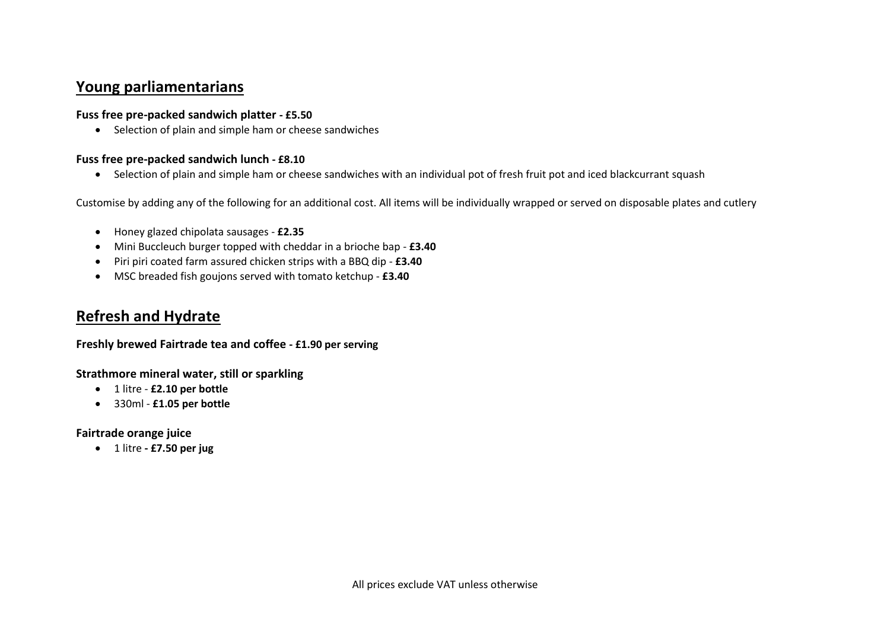## Young parliamentarians

**Fuss free pre-packed sandwich platter - £5.50**

- Selection of plain and simple ham or cheese sandwiches

**Fuss free pre-packed sandwich lunch - £8.10**

- Selection of plain and simple ham or cheese sandwiches with an individual pot of fresh fruit pot and iced blackcurrant squash

Customise by adding any of the following for an additional cost. All items will be individually wrapped or served on disposable plates and cutlery

- Honey glazed chipolata sausages - **£2.35**
- Mini Buccleuch burger topped with cheddar in a brioche bap - **£3.40**
- Piri piri coated farm assured chicken strips with a BBQ dip - **£3.40**
- MSC breaded fish goujons served with tomato ketchup - **£3.40**

## Refresh and Hydrate

**Freshly brewed Fairtrade tea and coffee - £1.90 per serving**

**Strathmore mineral water, still or sparkling**

- 1 litre - **£2.10 per bottle**
- 330ml - **£1.05 per bottle**

**Fairtrade orange juice**

- 1 litre **- £7.50 per jug**

All prices exclude VAT unless otherwise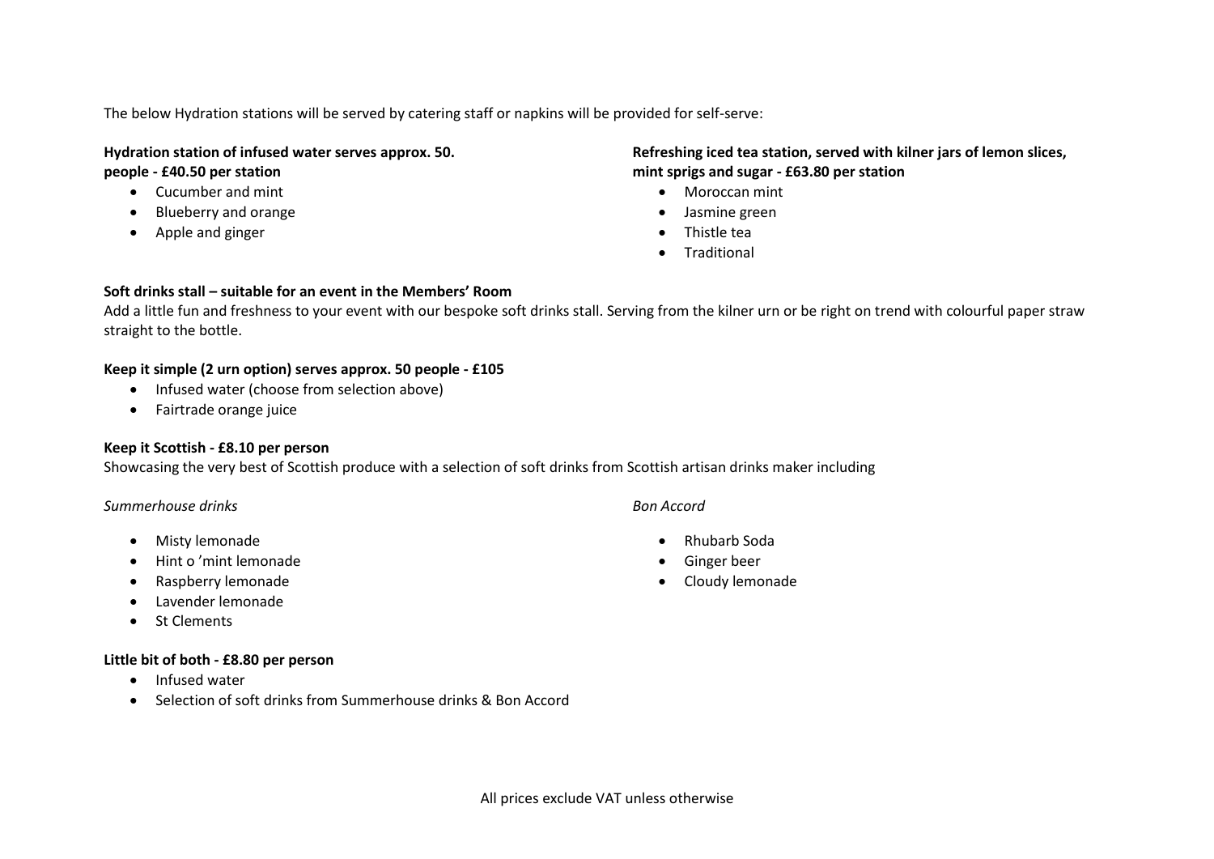The below Hydration stations will be served by catering staff or napkins will be provided for self-serve:

**Hydration station of infused water serves approx. 50. people - £40.50 per station**

- Cucumber and mint
- Blueberry and orange
- Apple and ginger

**Refreshing iced tea station, served with kilner jars of lemon slices, mint sprigs and sugar - £63.80 per station**

- Moroccan mint
- Jasmine green
- Thistle tea
- Traditional

**Soft drinks stall – suitable for an event in the Members' Room**

Add a little fun and freshness to your event with our bespoke soft drinks stall. Serving from the kilner urn or be right on trend with colourful paper straw straight to the bottle.

**Keep it simple (2 urn option) serves approx. 50 people - £105**

- Infused water (choose from selection above)
- Fairtrade orange juice

**Keep it Scottish - £8.10 per person**

Showcasing the very best of Scottish produce with a selection of soft drinks from Scottish artisan drinks maker including

*Summerhouse drinks*

- Misty lemonade
- Hint o 'mint lemonade
- Raspberry lemonade
- Lavender lemonade
- St Clements

*Bon Accord*

- Rhubarb Soda
- Ginger beer
- Cloudy lemonade

**Little bit of both - £8.80 per person**

- Infused water
- Selection of soft drinks from Summerhouse drinks & Bon Accord

All prices exclude VAT unless otherwise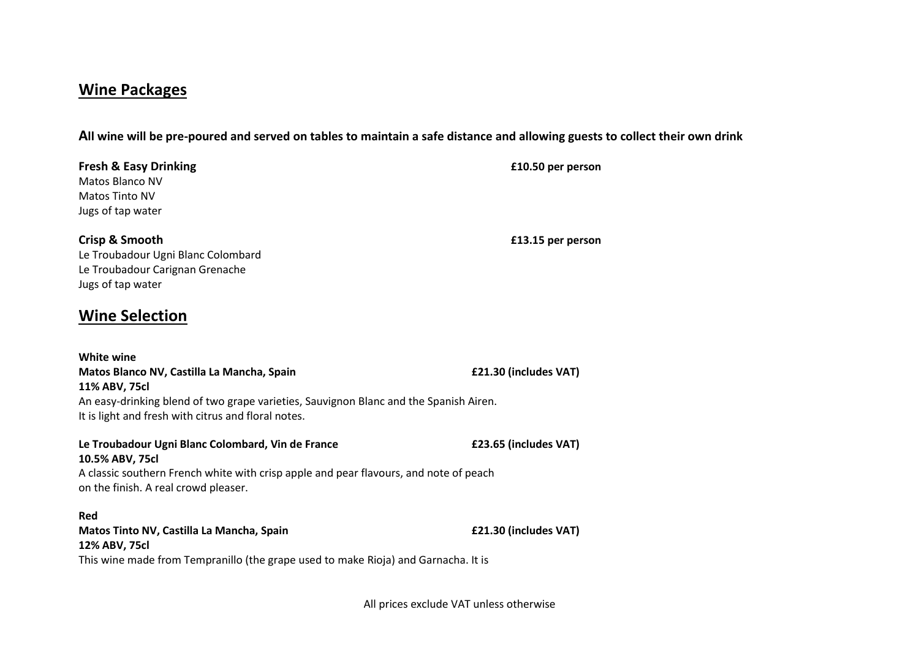## Wine Packages

**All wine will be pre-poured and served on tables to maintain a safe distance and allowing guests to collect their own drink**

**Fresh & Easy Drinking** **£10.50 per person**
Matos Blanco NV
Matos Tinto NV
Jugs of tap water

**Crisp & Smooth** **£13.15 per person**
Le Troubadour Ugni Blanc Colombard
Le Troubadour Carignan Grenache
Jugs of tap water

## Wine Selection

**White wine**
**Matos Blanco NV, Castilla La Mancha, Spain** **£21.30 (includes VAT)**
**11% ABV, 75cl**
An easy-drinking blend of two grape varieties, Sauvignon Blanc and the Spanish Airen.
It is light and fresh with citrus and floral notes.

**Le Troubadour Ugni Blanc Colombard, Vin de France** **£23.65 (includes VAT)**
**10.5% ABV, 75cl**
A classic southern French white with crisp apple and pear flavours, and note of peach on the finish. A real crowd pleaser.

**Red**
**Matos Tinto NV, Castilla La Mancha, Spain** **£21.30 (includes VAT)**
**12% ABV, 75cl**
This wine made from Tempranillo (the grape used to make Rioja) and Garnacha. It is

All prices exclude VAT unless otherwise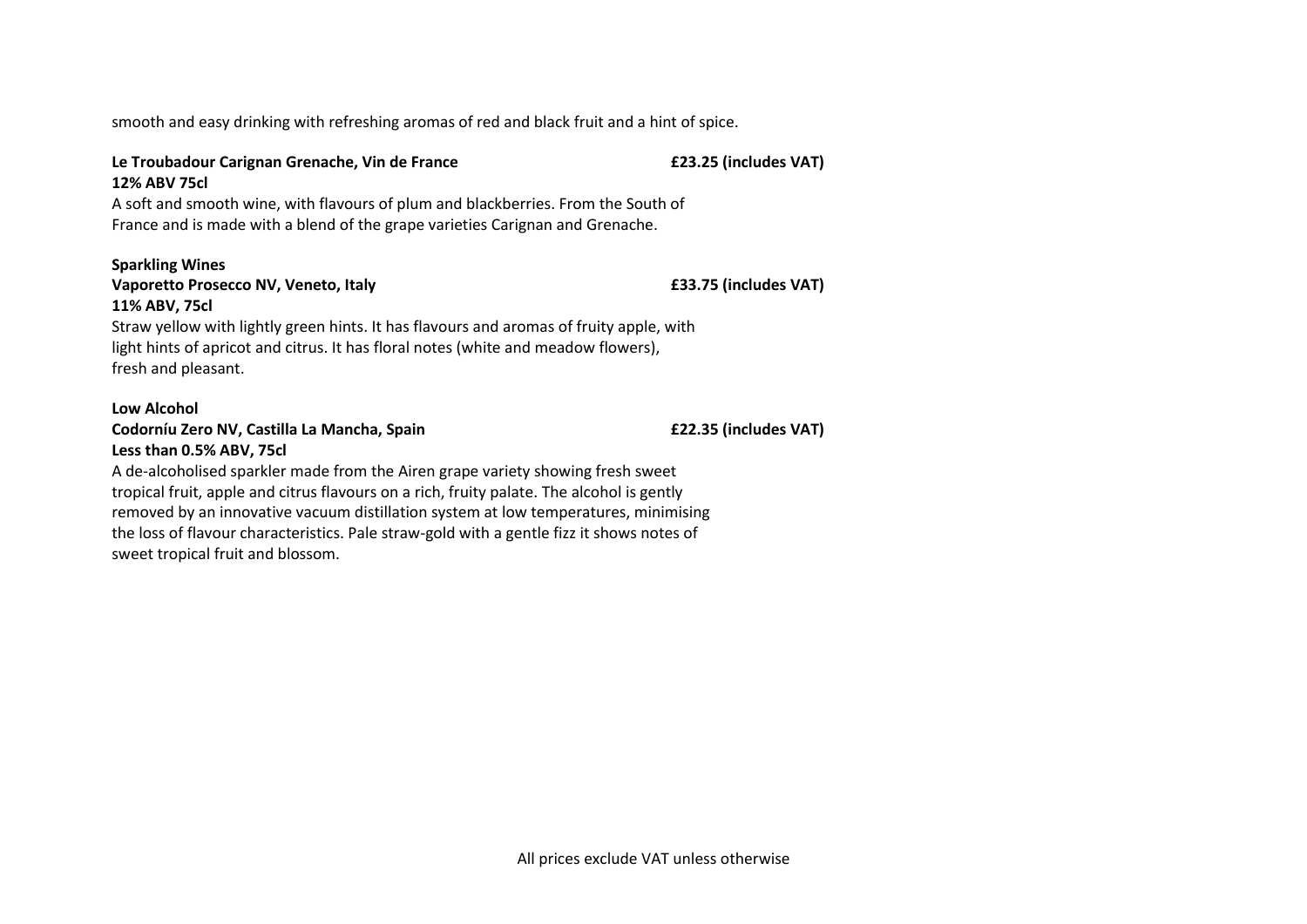smooth and easy drinking with refreshing aromas of red and black fruit and a hint of spice.

**Le Troubadour Carignan Grenache, Vin de France** **£23.25 (includes VAT)**
**12% ABV 75cl**
A soft and smooth wine, with flavours of plum and blackberries. From the South of France and is made with a blend of the grape varieties Carignan and Grenache.

**Sparkling Wines**
**Vaporetto Prosecco NV, Veneto, Italy** **£33.75 (includes VAT)**
**11% ABV, 75cl**
Straw yellow with lightly green hints. It has flavours and aromas of fruity apple, with light hints of apricot and citrus. It has floral notes (white and meadow flowers), fresh and pleasant.

**Low Alcohol**
**Codorníu Zero NV, Castilla La Mancha, Spain** **£22.35 (includes VAT)**
**Less than 0.5% ABV, 75cl**
A de-alcoholised sparkler made from the Airen grape variety showing fresh sweet tropical fruit, apple and citrus flavours on a rich, fruity palate. The alcohol is gently removed by an innovative vacuum distillation system at low temperatures, minimising the loss of flavour characteristics. Pale straw-gold with a gentle fizz it shows notes of sweet tropical fruit and blossom.

All prices exclude VAT unless otherwise